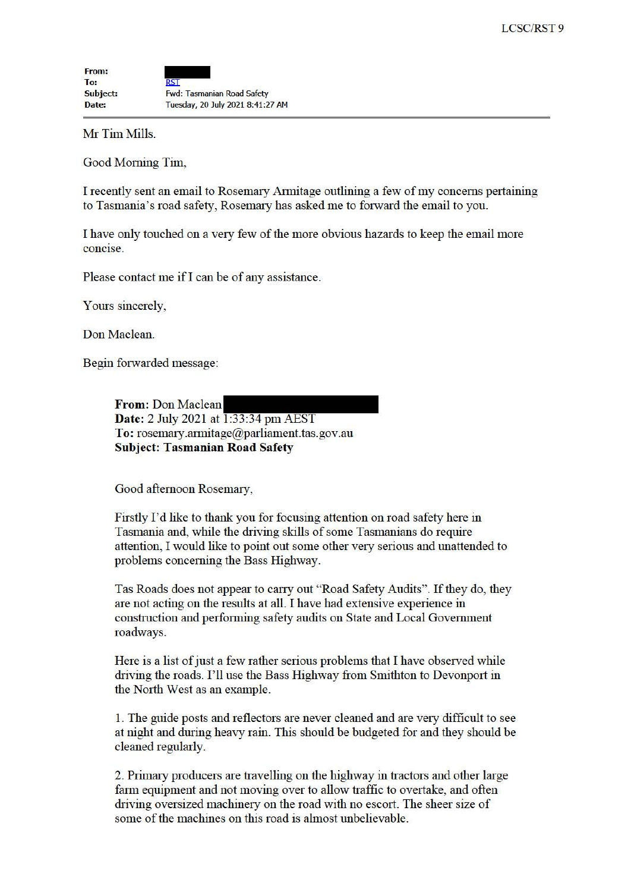LCSC/RST 9

**From:**
**To:** RST
**Subject:** Fwd: Tasmanian Road Safety
**Date:** Tuesday, 20 July 2021 8:41:27 AM

Mr Tim Mills.

Good Morning Tim,

I recently sent an email to Rosemary Armitage outlining a few of my concerns pertaining to Tasmania's road safety, Rosemary has asked me to forward the email to you.

I have only touched on a very few of the more obvious hazards to keep the email more concise.

Please contact me if I can be of any assistance.

Yours sincerely,

Don Maclean.

Begin forwarded message:

> **From:** Don Maclean
> **Date:** 2 July 2021 at 1:33:34 pm AEST
> **To:** rosemary.armitage@parliament.tas.gov.au
> **Subject: Tasmanian Road Safety**
>
> Good afternoon Rosemary,
>
> Firstly I'd like to thank you for focusing attention on road safety here in Tasmania and, while the driving skills of some Tasmanians do require attention, I would like to point out some other very serious and unattended to problems concerning the Bass Highway.
>
> Tas Roads does not appear to carry out "Road Safety Audits". If they do, they are not acting on the results at all. I have had extensive experience in construction and performing safety audits on State and Local Government roadways.
>
> Here is a list of just a few rather serious problems that I have observed while driving the roads. I'll use the Bass Highway from Smithton to Devonport in the North West as an example.
>
> 1. The guide posts and reflectors are never cleaned and are very difficult to see at night and during heavy rain. This should be budgeted for and they should be cleaned regularly.
>
> 2. Primary producers are travelling on the highway in tractors and other large farm equipment and not moving over to allow traffic to overtake, and often driving oversized machinery on the road with no escort. The sheer size of some of the machines on this road is almost unbelievable.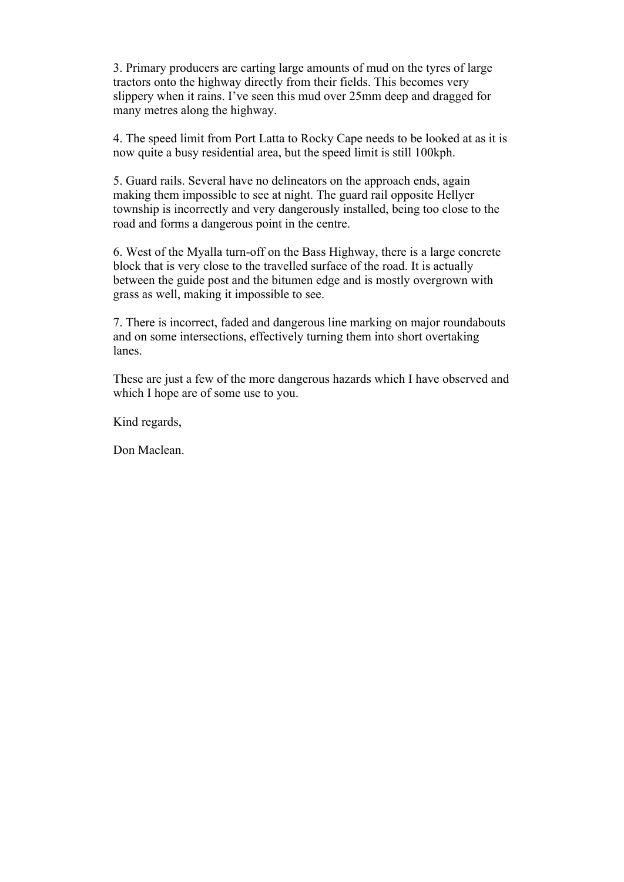3. Primary producers are carting large amounts of mud on the tyres of large tractors onto the highway directly from their fields. This becomes very slippery when it rains. I’ve seen this mud over 25mm deep and dragged for many metres along the highway.

4. The speed limit from Port Latta to Rocky Cape needs to be looked at as it is now quite a busy residential area, but the speed limit is still 100kph.

5. Guard rails. Several have no delineators on the approach ends, again making them impossible to see at night. The guard rail opposite Hellyer township is incorrectly and very dangerously installed, being too close to the road and forms a dangerous point in the centre.

6. West of the Myalla turn-off on the Bass Highway, there is a large concrete block that is very close to the travelled surface of the road. It is actually between the guide post and the bitumen edge and is mostly overgrown with grass as well, making it impossible to see.

7. There is incorrect, faded and dangerous line marking on major roundabouts and on some intersections, effectively turning them into short overtaking lanes.

These are just a few of the more dangerous hazards which I have observed and which I hope are of some use to you.

Kind regards,

Don Maclean.